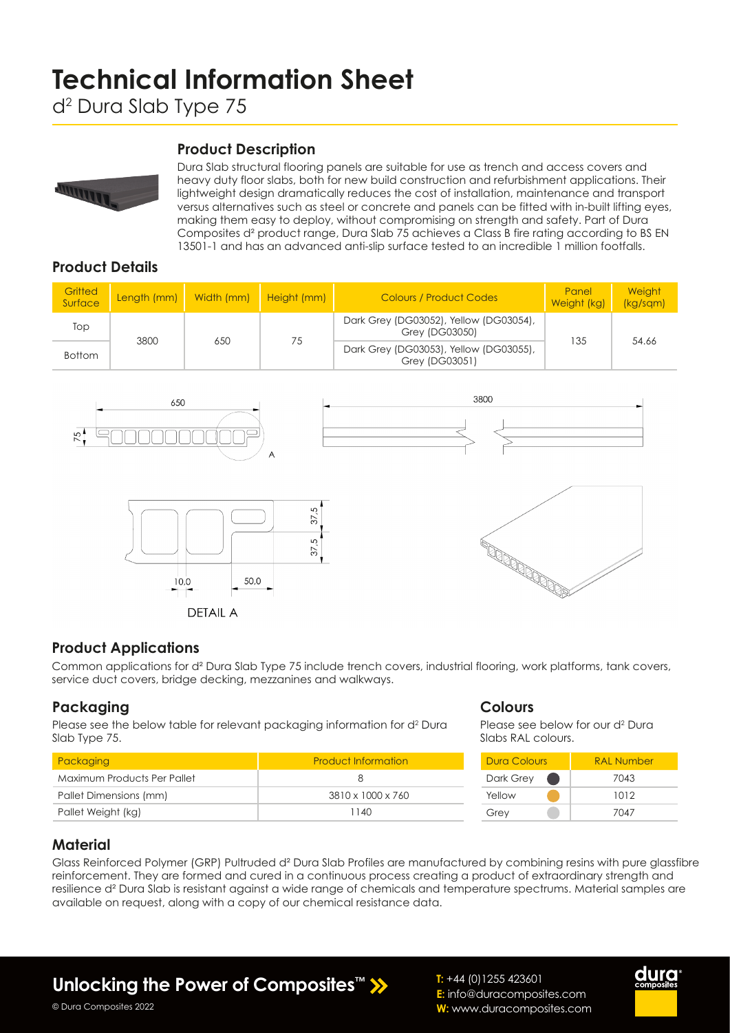# Technical Information Sheet

d² Dura Slab Type 75

## Product Description

Dura Slab structural flooring panels are suitable for use as trench and access covers and heavy duty floor slabs, both for new build construction and refurbishment applications. Their lightweight design dramatically reduces the cost of installation, maintenance and transport versus alternatives such as steel or concrete and panels can be fitted with in-built lifting eyes, making them easy to deploy, without compromising on strength and safety. Part of Dura Composites d² product range, Dura Slab 75 achieves a Class B fire rating according to BS EN 13501-1 and has an advanced anti-slip surface tested to an incredible 1 million footfalls.

## Product Details

| Gritted Surface | Length (mm) | Width (mm) | Height (mm) | Colours / Product Codes | Panel Weight (kg) | Weight (kg/sqm) |
|---|---|---|---|---|---|---|
| Top | 3800 | 650 | 75 | Dark Grey (DG03052), Yellow (DG03054), Grey (DG03050) | 135 | 54.66 |
| Bottom | | | | Dark Grey (DG03053), Yellow (DG03055), Grey (DG03051) | | |

650

75

A

3800

37.5

37.5

10.0

50.0

DETAIL A

## Product Applications

Common applications for d² Dura Slab Type 75 include trench covers, industrial flooring, work platforms, tank covers, service duct covers, bridge decking, mezzanines and walkways.

## Packaging

Please see the below table for relevant packaging information for d² Dura Slab Type 75.

| Packaging | Product Information |
|---|---|
| Maximum Products Per Pallet | 8 |
| Pallet Dimensions (mm) | 3810 x 1000 x 760 |
| Pallet Weight (kg) | 1140 |

## Colours

Please see below for our d² Dura Slabs RAL colours.

| Dura Colours | RAL Number |
|---|---|
| Dark Grey | 7043 |
| Yellow | 1012 |
| Grey | 7047 |

## Material

Glass Reinforced Polymer (GRP) Pultruded d² Dura Slab Profiles are manufactured by combining resins with pure glassfibre reinforcement. They are formed and cured in a continuous process creating a product of extraordinary strength and resilience d² Dura Slab is resistant against a wide range of chemicals and temperature spectrums. Material samples are available on request, along with a copy of our chemical resistance data.

**Unlocking the Power of Composites™**

© Dura Composites 2022

**T:** +44 (0)1255 423601
**E:** info@duracomposites.com
**W:** www.duracomposites.com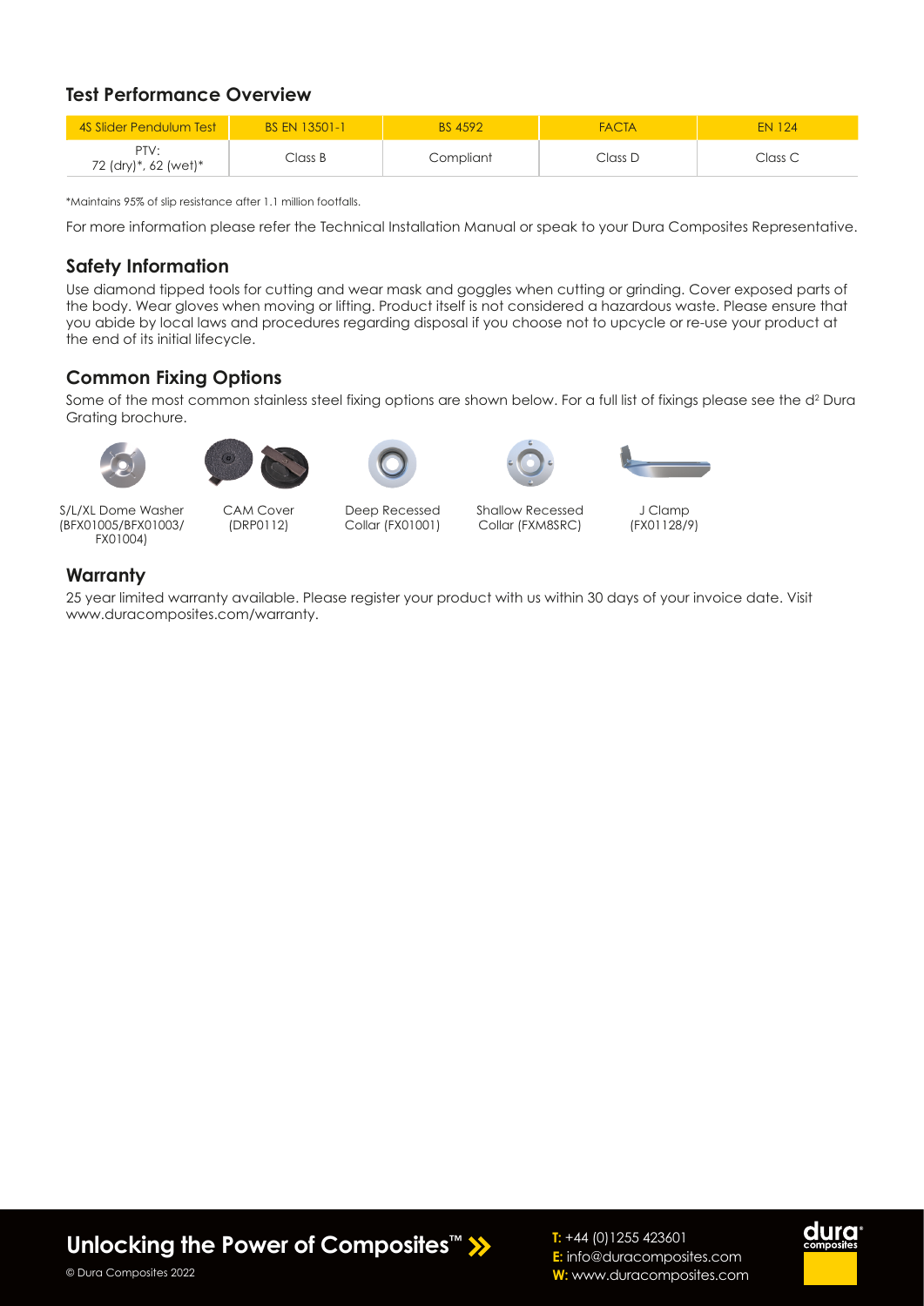## Test Performance Overview

| 4S Slider Pendulum Test | BS EN 13501-1 | BS 4592 | FACTA | EN 124 |
| --- | --- | --- | --- | --- |
| PTV: 72 (dry)*, 62 (wet)* | Class B | Compliant | Class D | Class C |

*Maintains 95% of slip resistance after 1.1 million footfalls.

For more information please refer the Technical Installation Manual or speak to your Dura Composites Representative.

## Safety Information

Use diamond tipped tools for cutting and wear mask and goggles when cutting or grinding. Cover exposed parts of the body. Wear gloves when moving or lifting. Product itself is not considered a hazardous waste. Please ensure that you abide by local laws and procedures regarding disposal if you choose not to upcycle or re-use your product at the end of its initial lifecycle.

## Common Fixing Options

Some of the most common stainless steel fixing options are shown below. For a full list of fixings please see the d² Dura Grating brochure.

S/L/XL Dome Washer (BFX01005/BFX01003/FX01004)

CAM Cover (DRP0112)

Deep Recessed Collar (FX01001)

Shallow Recessed Collar (FXM8SRC)

J Clamp (FX01128/9)

## Warranty

25 year limited warranty available. Please register your product with us within 30 days of your invoice date. Visit www.duracomposites.com/warranty.

**Unlocking the Power of Composites™**

© Dura Composites 2022

**T:** +44 (0)1255 423601
**E:** info@duracomposites.com
**W:** www.duracomposites.com